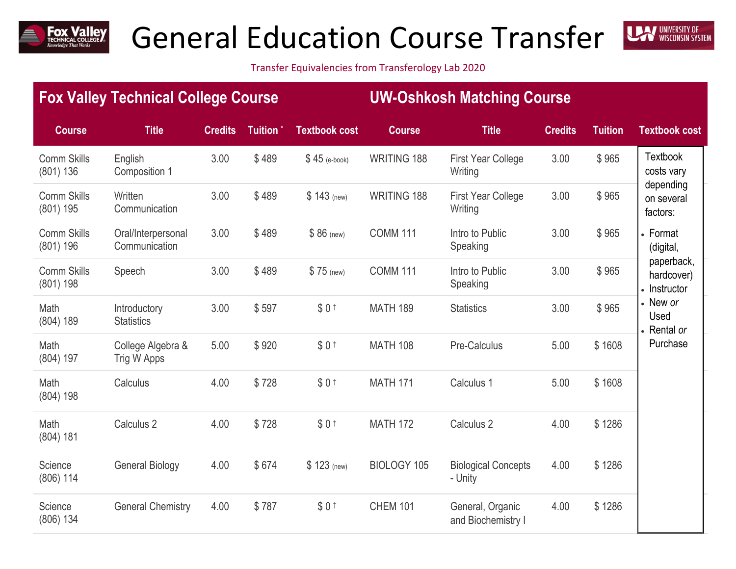# General Education Course Transfer

Transfer Equivalencies from Transferology Lab 2020

| Fox Valley Technical College Course | | | | | UW-Oshkosh Matching Course | | | | |
|---|---|---|---|---|---|---|---|---|---|
| Course | Title | Credits | Tuition * | Textbook cost | Course | Title | Credits | Tuition | Textbook cost |
| Comm Skills (801) 136 | English Composition 1 | 3.00 | $ 489 | $ 45 (e-book) | WRITING 188 | First Year College Writing | 3.00 | $ 965 | Textbook costs vary depending on several factors: • Format (digital, paperback, hardcover) • Instructor • New *or* Used • Rental *or* Purchase |
| Comm Skills (801) 195 | Written Communication | 3.00 | $ 489 | $ 143 (new) | WRITING 188 | First Year College Writing | 3.00 | $ 965 | |
| Comm Skills (801) 196 | Oral/Interpersonal Communication | 3.00 | $ 489 | $ 86 (new) | COMM 111 | Intro to Public Speaking | 3.00 | $ 965 | |
| Comm Skills (801) 198 | Speech | 3.00 | $ 489 | $ 75 (new) | COMM 111 | Intro to Public Speaking | 3.00 | $ 965 | |
| Math (804) 189 | Introductory Statistics | 3.00 | $ 597 | $ 0 † | MATH 189 | Statistics | 3.00 | $ 965 | |
| Math (804) 197 | College Algebra & Trig W Apps | 5.00 | $ 920 | $ 0 † | MATH 108 | Pre-Calculus | 5.00 | $ 1608 | |
| Math (804) 198 | Calculus | 4.00 | $ 728 | $ 0 † | MATH 171 | Calculus 1 | 5.00 | $ 1608 | |
| Math (804) 181 | Calculus 2 | 4.00 | $ 728 | $ 0 † | MATH 172 | Calculus 2 | 4.00 | $ 1286 | |
| Science (806) 114 | General Biology | 4.00 | $ 674 | $ 123 (new) | BIOLOGY 105 | Biological Concepts - Unity | 4.00 | $ 1286 | |
| Science (806) 134 | General Chemistry | 4.00 | $ 787 | $ 0 † | CHEM 101 | General, Organic and Biochemistry I | 4.00 | $ 1286 | |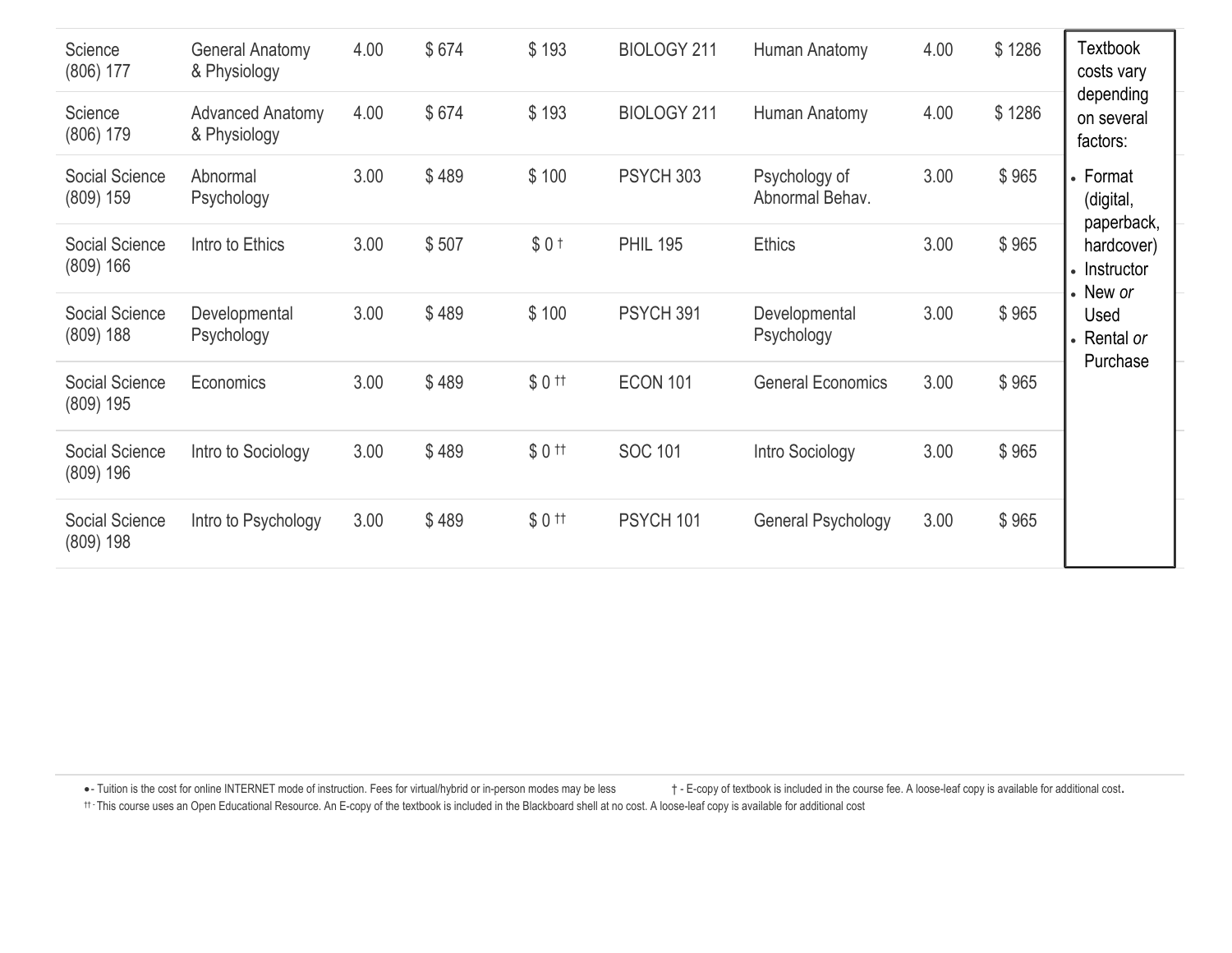| | | | | | | | | | |
|---|---|---|---|---|---|---|---|---|---|
| Science (806) 177 | General Anatomy & Physiology | 4.00 | $ 674 | $ 193 | BIOLOGY 211 | Human Anatomy | 4.00 | $ 1286 | Textbook costs vary depending on several factors:<br>• Format (digital, paperback, hardcover)<br>• Instructor<br>• New *or* Used<br>• Rental *or* Purchase |
| Science (806) 179 | Advanced Anatomy & Physiology | 4.00 | $ 674 | $ 193 | BIOLOGY 211 | Human Anatomy | 4.00 | $ 1286 | |
| Social Science (809) 159 | Abnormal Psychology | 3.00 | $ 489 | $ 100 | PSYCH 303 | Psychology of Abnormal Behav. | 3.00 | $ 965 | |
| Social Science (809) 166 | Intro to Ethics | 3.00 | $ 507 | $ 0 † | PHIL 195 | Ethics | 3.00 | $ 965 | |
| Social Science (809) 188 | Developmental Psychology | 3.00 | $ 489 | $ 100 | PSYCH 391 | Developmental Psychology | 3.00 | $ 965 | |
| Social Science (809) 195 | Economics | 3.00 | $ 489 | $ 0 †† | ECON 101 | General Economics | 3.00 | $ 965 | |
| Social Science (809) 196 | Intro to Sociology | 3.00 | $ 489 | $ 0 †† | SOC 101 | Intro Sociology | 3.00 | $ 965 | |
| Social Science (809) 198 | Intro to Psychology | 3.00 | $ 489 | $ 0 †† | PSYCH 101 | General Psychology | 3.00 | $ 965 | |

● - Tuition is the cost for online INTERNET mode of instruction. Fees for virtual/hybrid or in-person modes may be less

† - E-copy of textbook is included in the course fee. A loose-leaf copy is available for additional cost.

†† - This course uses an Open Educational Resource. An E-copy of the textbook is included in the Blackboard shell at no cost. A loose-leaf copy is available for additional cost